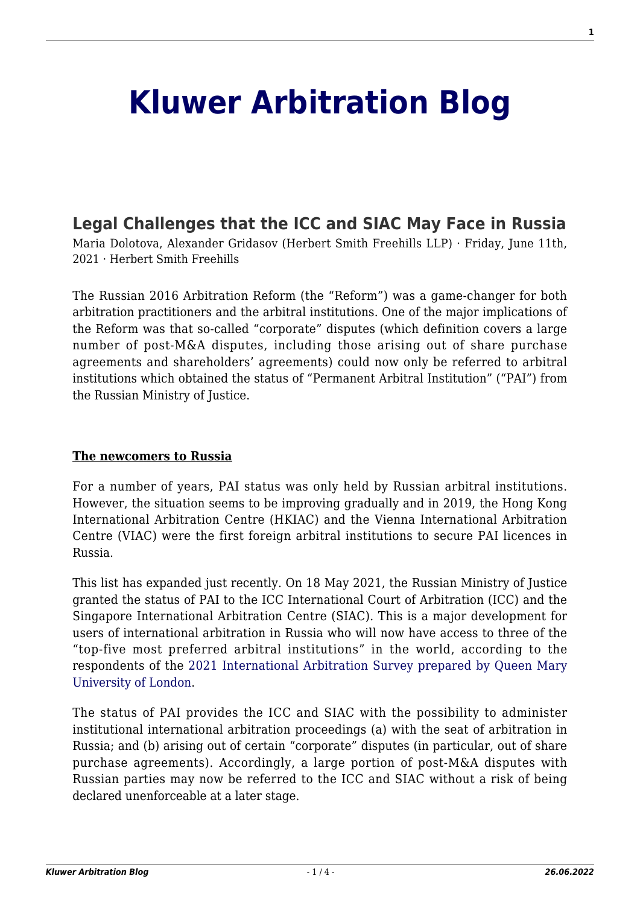# Kluwer Arbitration Blog

## Legal Challenges that the ICC and SIAC May Face in Russia

Maria Dolotova, Alexander Gridasov (Herbert Smith Freehills LLP) · Friday, June 11th, 2021 · Herbert Smith Freehills

The Russian 2016 Arbitration Reform (the "Reform") was a game-changer for both arbitration practitioners and the arbitral institutions. One of the major implications of the Reform was that so-called "corporate" disputes (which definition covers a large number of post-M&A disputes, including those arising out of share purchase agreements and shareholders' agreements) could now only be referred to arbitral institutions which obtained the status of "Permanent Arbitral Institution" ("PAI") from the Russian Ministry of Justice.

**The newcomers to Russia**

For a number of years, PAI status was only held by Russian arbitral institutions. However, the situation seems to be improving gradually and in 2019, the Hong Kong International Arbitration Centre (HKIAC) and the Vienna International Arbitration Centre (VIAC) were the first foreign arbitral institutions to secure PAI licences in Russia.

This list has expanded just recently. On 18 May 2021, the Russian Ministry of Justice granted the status of PAI to the ICC International Court of Arbitration (ICC) and the Singapore International Arbitration Centre (SIAC). This is a major development for users of international arbitration in Russia who will now have access to three of the "top-five most preferred arbitral institutions" in the world, according to the respondents of the 2021 International Arbitration Survey prepared by Queen Mary University of London.

The status of PAI provides the ICC and SIAC with the possibility to administer institutional international arbitration proceedings (a) with the seat of arbitration in Russia; and (b) arising out of certain "corporate" disputes (in particular, out of share purchase agreements). Accordingly, a large portion of post-M&A disputes with Russian parties may now be referred to the ICC and SIAC without a risk of being declared unenforceable at a later stage.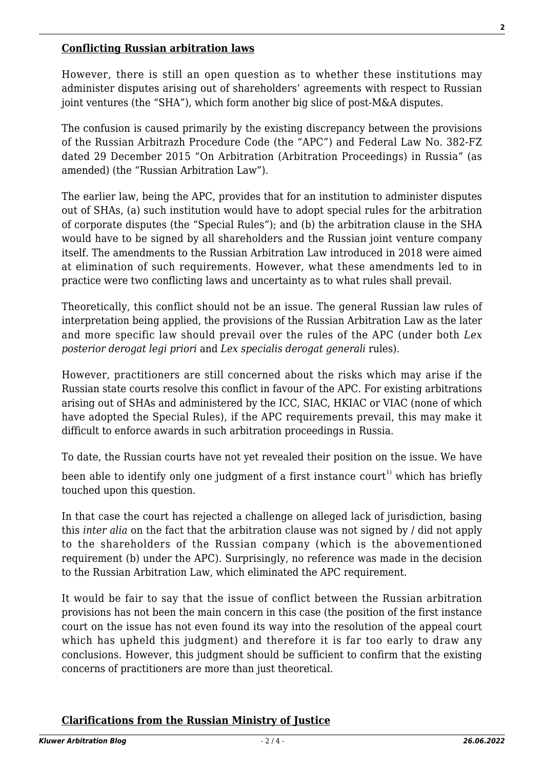## **Conflicting Russian arbitration laws**

However, there is still an open question as to whether these institutions may administer disputes arising out of shareholders' agreements with respect to Russian joint ventures (the "SHA"), which form another big slice of post-M&A disputes.

The confusion is caused primarily by the existing discrepancy between the provisions of the Russian Arbitrazh Procedure Code (the "APC") and Federal Law No. 382-FZ dated 29 December 2015 "On Arbitration (Arbitration Proceedings) in Russia" (as amended) (the "Russian Arbitration Law").

The earlier law, being the APC, provides that for an institution to administer disputes out of SHAs, (a) such institution would have to adopt special rules for the arbitration of corporate disputes (the "Special Rules"); and (b) the arbitration clause in the SHA would have to be signed by all shareholders and the Russian joint venture company itself. The amendments to the Russian Arbitration Law introduced in 2018 were aimed at elimination of such requirements. However, what these amendments led to in practice were two conflicting laws and uncertainty as to what rules shall prevail.

Theoretically, this conflict should not be an issue. The general Russian law rules of interpretation being applied, the provisions of the Russian Arbitration Law as the later and more specific law should prevail over the rules of the APC (under both *Lex posterior derogat legi priori* and *Lex specialis derogat generali* rules).

However, practitioners are still concerned about the risks which may arise if the Russian state courts resolve this conflict in favour of the APC. For existing arbitrations arising out of SHAs and administered by the ICC, SIAC, HKIAC or VIAC (none of which have adopted the Special Rules), if the APC requirements prevail, this may make it difficult to enforce awards in such arbitration proceedings in Russia.

To date, the Russian courts have not yet revealed their position on the issue. We have been able to identify only one judgment of a first instance court[1] which has briefly touched upon this question.

In that case the court has rejected a challenge on alleged lack of jurisdiction, basing this *inter alia* on the fact that the arbitration clause was not signed by / did not apply to the shareholders of the Russian company (which is the abovementioned requirement (b) under the APC). Surprisingly, no reference was made in the decision to the Russian Arbitration Law, which eliminated the APC requirement.

It would be fair to say that the issue of conflict between the Russian arbitration provisions has not been the main concern in this case (the position of the first instance court on the issue has not even found its way into the resolution of the appeal court which has upheld this judgment) and therefore it is far too early to draw any conclusions. However, this judgment should be sufficient to confirm that the existing concerns of practitioners are more than just theoretical.

## **Clarifications from the Russian Ministry of Justice**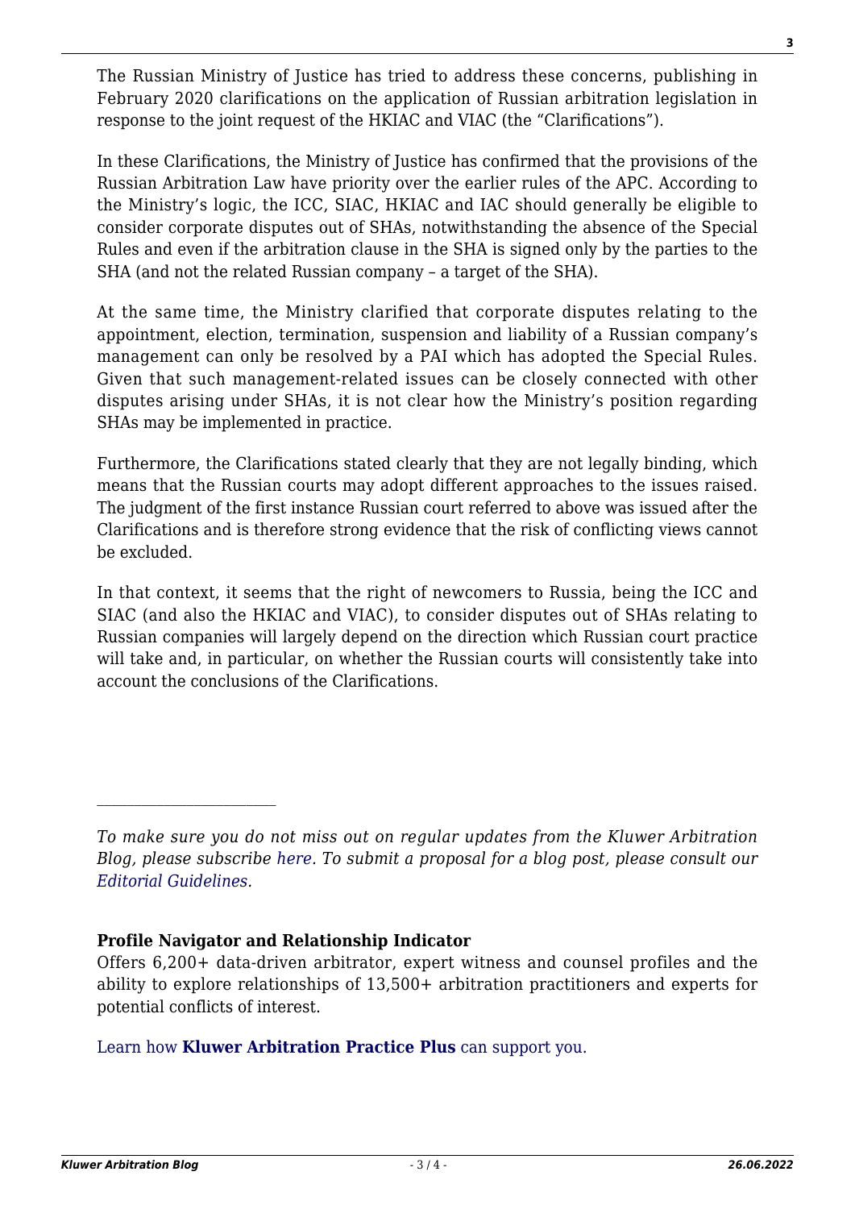The Russian Ministry of Justice has tried to address these concerns, publishing in February 2020 clarifications on the application of Russian arbitration legislation in response to the joint request of the HKIAC and VIAC (the "Clarifications").

In these Clarifications, the Ministry of Justice has confirmed that the provisions of the Russian Arbitration Law have priority over the earlier rules of the APC. According to the Ministry's logic, the ICC, SIAC, HKIAC and IAC should generally be eligible to consider corporate disputes out of SHAs, notwithstanding the absence of the Special Rules and even if the arbitration clause in the SHA is signed only by the parties to the SHA (and not the related Russian company – a target of the SHA).

At the same time, the Ministry clarified that corporate disputes relating to the appointment, election, termination, suspension and liability of a Russian company's management can only be resolved by a PAI which has adopted the Special Rules. Given that such management-related issues can be closely connected with other disputes arising under SHAs, it is not clear how the Ministry's position regarding SHAs may be implemented in practice.

Furthermore, the Clarifications stated clearly that they are not legally binding, which means that the Russian courts may adopt different approaches to the issues raised. The judgment of the first instance Russian court referred to above was issued after the Clarifications and is therefore strong evidence that the risk of conflicting views cannot be excluded.

In that context, it seems that the right of newcomers to Russia, being the ICC and SIAC (and also the HKIAC and VIAC), to consider disputes out of SHAs relating to Russian companies will largely depend on the direction which Russian court practice will take and, in particular, on whether the Russian courts will consistently take into account the conclusions of the Clarifications.

---

*To make sure you do not miss out on regular updates from the Kluwer Arbitration Blog, please subscribe here. To submit a proposal for a blog post, please consult our Editorial Guidelines.*

**Profile Navigator and Relationship Indicator**

Offers 6,200+ data-driven arbitrator, expert witness and counsel profiles and the ability to explore relationships of 13,500+ arbitration practitioners and experts for potential conflicts of interest.

Learn how **Kluwer Arbitration Practice Plus** can support you.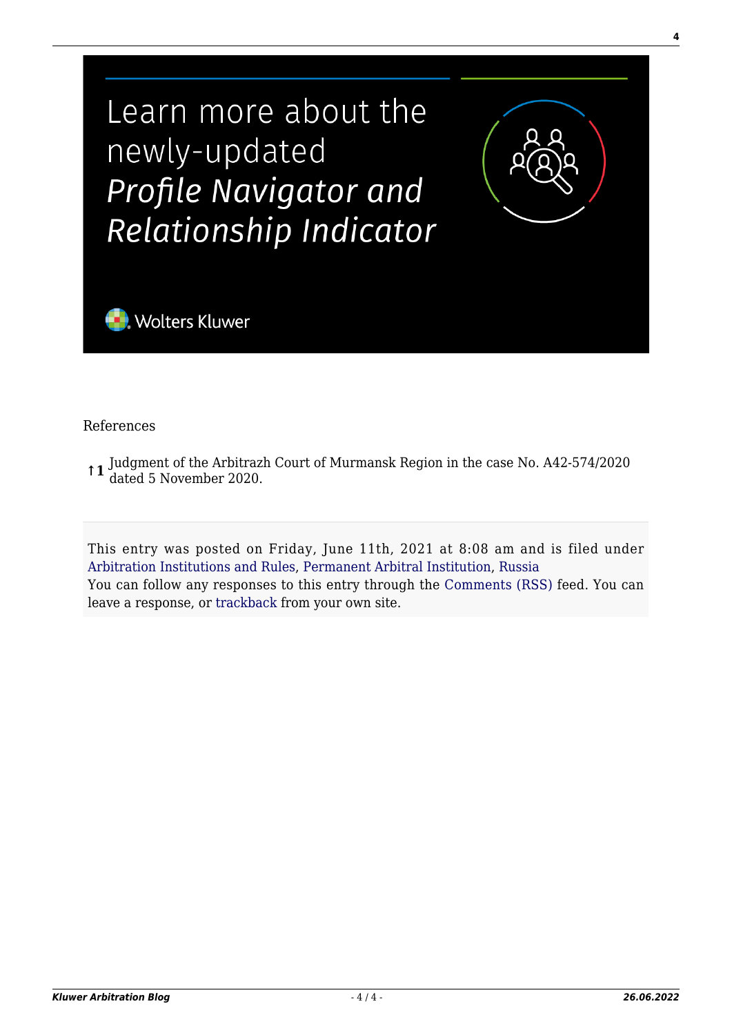Learn more about the newly-updated *Profile Navigator and Relationship Indicator*

Wolters Kluwer

References

↑1 Judgment of the Arbitrazh Court of Murmansk Region in the case No. A42-574/2020 dated 5 November 2020.

This entry was posted on Friday, June 11th, 2021 at 8:08 am and is filed under Arbitration Institutions and Rules, Permanent Arbitral Institution, Russia
You can follow any responses to this entry through the Comments (RSS) feed. You can leave a response, or trackback from your own site.